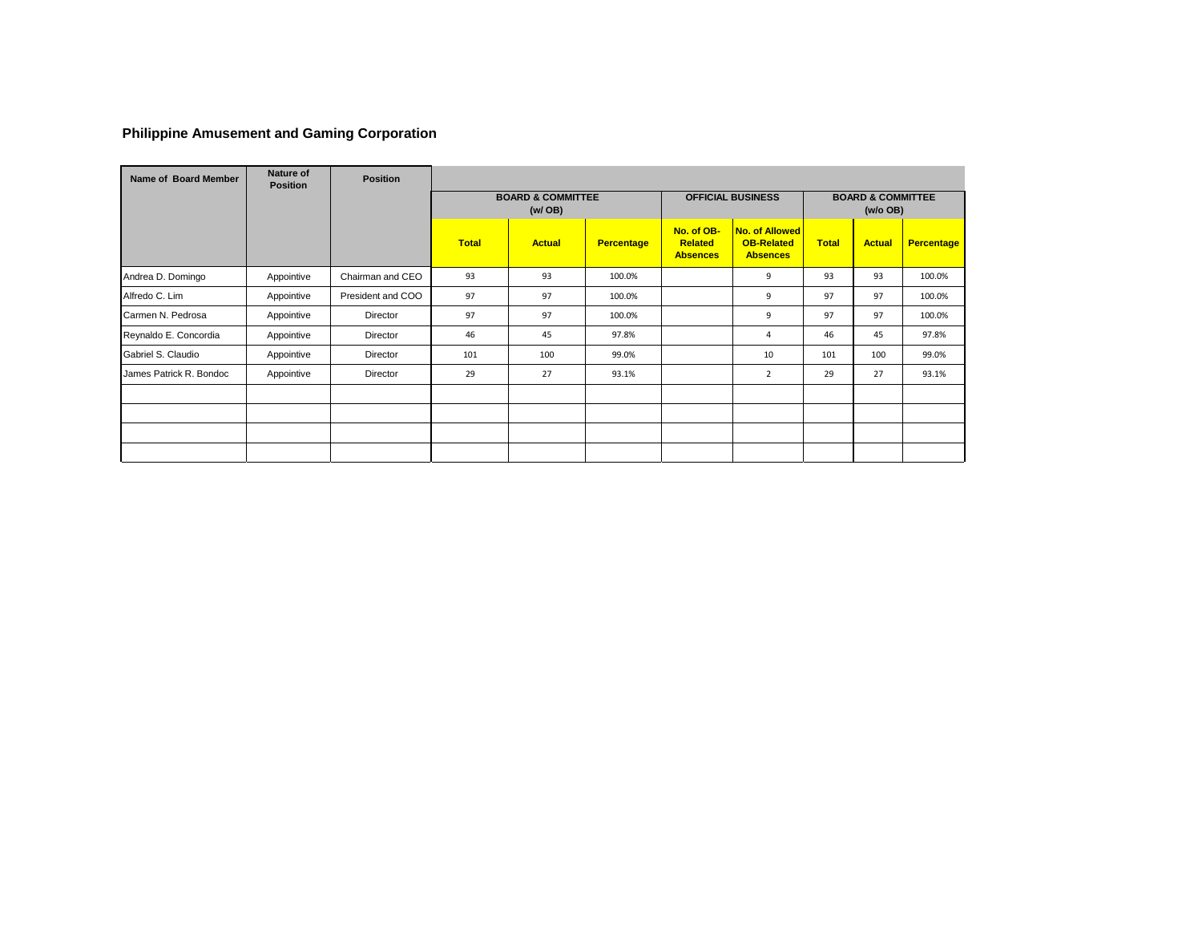## Philippine Amusement and Gaming Corporation

| Name of Board Member | Nature of Position | Position | BOARD & COMMITTEE (w/ OB) | | | OFFICIAL BUSINESS | | BOARD & COMMITTEE (w/o OB) | | |
|---|---|---|---|---|---|---|---|---|---|---|
| | | | Total | Actual | Percentage | No. of OB-Related Absences | No. of Allowed OB-Related Absences | Total | Actual | Percentage |
| Andrea D. Domingo | Appointive | Chairman and CEO | 93 | 93 | 100.0% | | 9 | 93 | 93 | 100.0% |
| Alfredo C. Lim | Appointive | President and COO | 97 | 97 | 100.0% | | 9 | 97 | 97 | 100.0% |
| Carmen N. Pedrosa | Appointive | Director | 97 | 97 | 100.0% | | 9 | 97 | 97 | 100.0% |
| Reynaldo E. Concordia | Appointive | Director | 46 | 45 | 97.8% | | 4 | 46 | 45 | 97.8% |
| Gabriel S. Claudio | Appointive | Director | 101 | 100 | 99.0% | | 10 | 101 | 100 | 99.0% |
| James Patrick R. Bondoc | Appointive | Director | 29 | 27 | 93.1% | | 2 | 29 | 27 | 93.1% |
| | | | | | | | | | | |
| | | | | | | | | | | |
| | | | | | | | | | | |
| | | | | | | | | | | |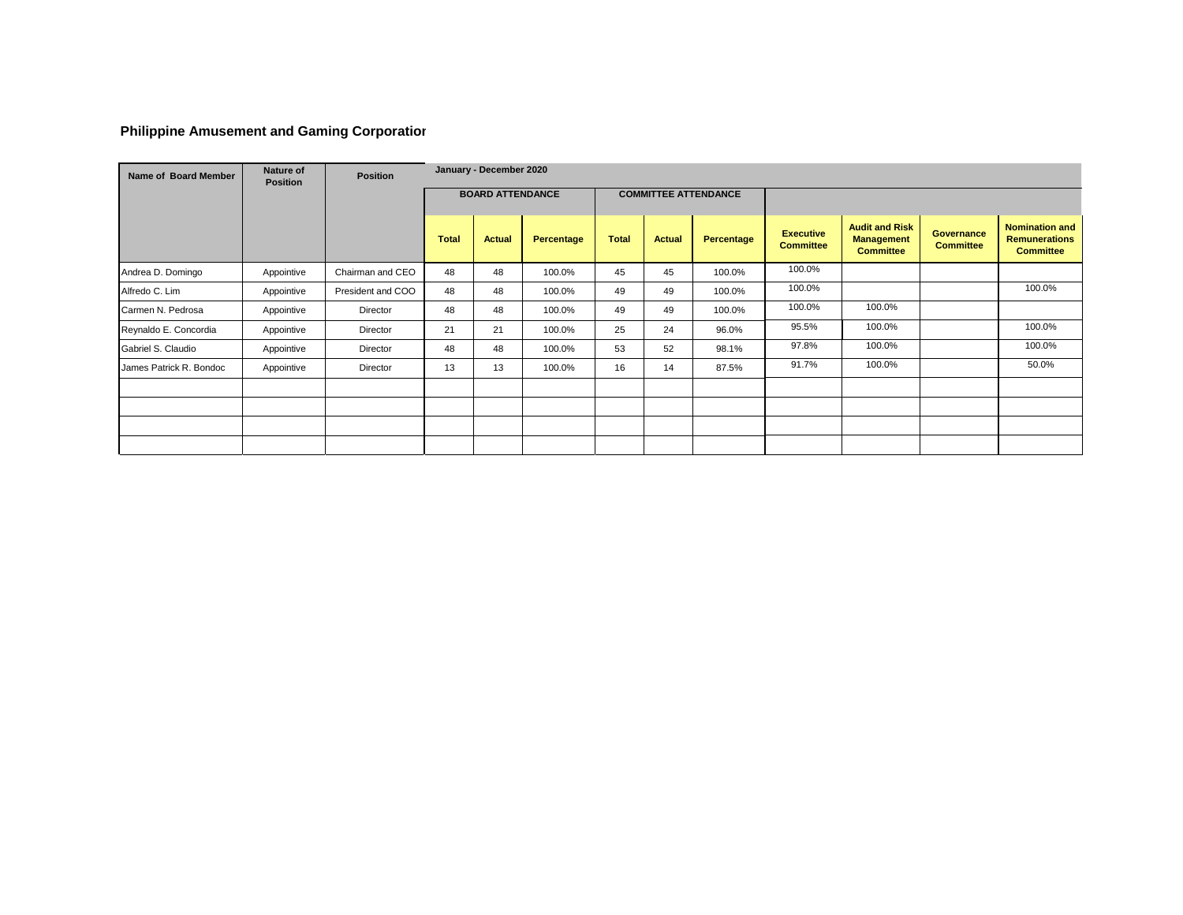## Philippine Amusement and Gaming Corporation

| Name of Board Member | Nature of Position | Position | January - December 2020 | | | | | | | | | |
|---|---|---|---|---|---|---|---|---|---|---|---|---|
| | | | BOARD ATTENDANCE | | | COMMITTEE ATTENDANCE | | | | | | |
| | | | Total | Actual | Percentage | Total | Actual | Percentage | Executive Committee | Audit and Risk Management Committee | Governance Committee | Nomination and Remunerations Committee |
| Andrea D. Domingo | Appointive | Chairman and CEO | 48 | 48 | 100.0% | 45 | 45 | 100.0% | 100.0% | | | |
| Alfredo C. Lim | Appointive | President and COO | 48 | 48 | 100.0% | 49 | 49 | 100.0% | 100.0% | | | 100.0% |
| Carmen N. Pedrosa | Appointive | Director | 48 | 48 | 100.0% | 49 | 49 | 100.0% | 100.0% | 100.0% | | |
| Reynaldo E. Concordia | Appointive | Director | 21 | 21 | 100.0% | 25 | 24 | 96.0% | 95.5% | 100.0% | | 100.0% |
| Gabriel S. Claudio | Appointive | Director | 48 | 48 | 100.0% | 53 | 52 | 98.1% | 97.8% | 100.0% | | 100.0% |
| James Patrick R. Bondoc | Appointive | Director | 13 | 13 | 100.0% | 16 | 14 | 87.5% | 91.7% | 100.0% | | 50.0% |
| | | | | | | | | | | | | |
| | | | | | | | | | | | | |
| | | | | | | | | | | | | |
| | | | | | | | | | | | | |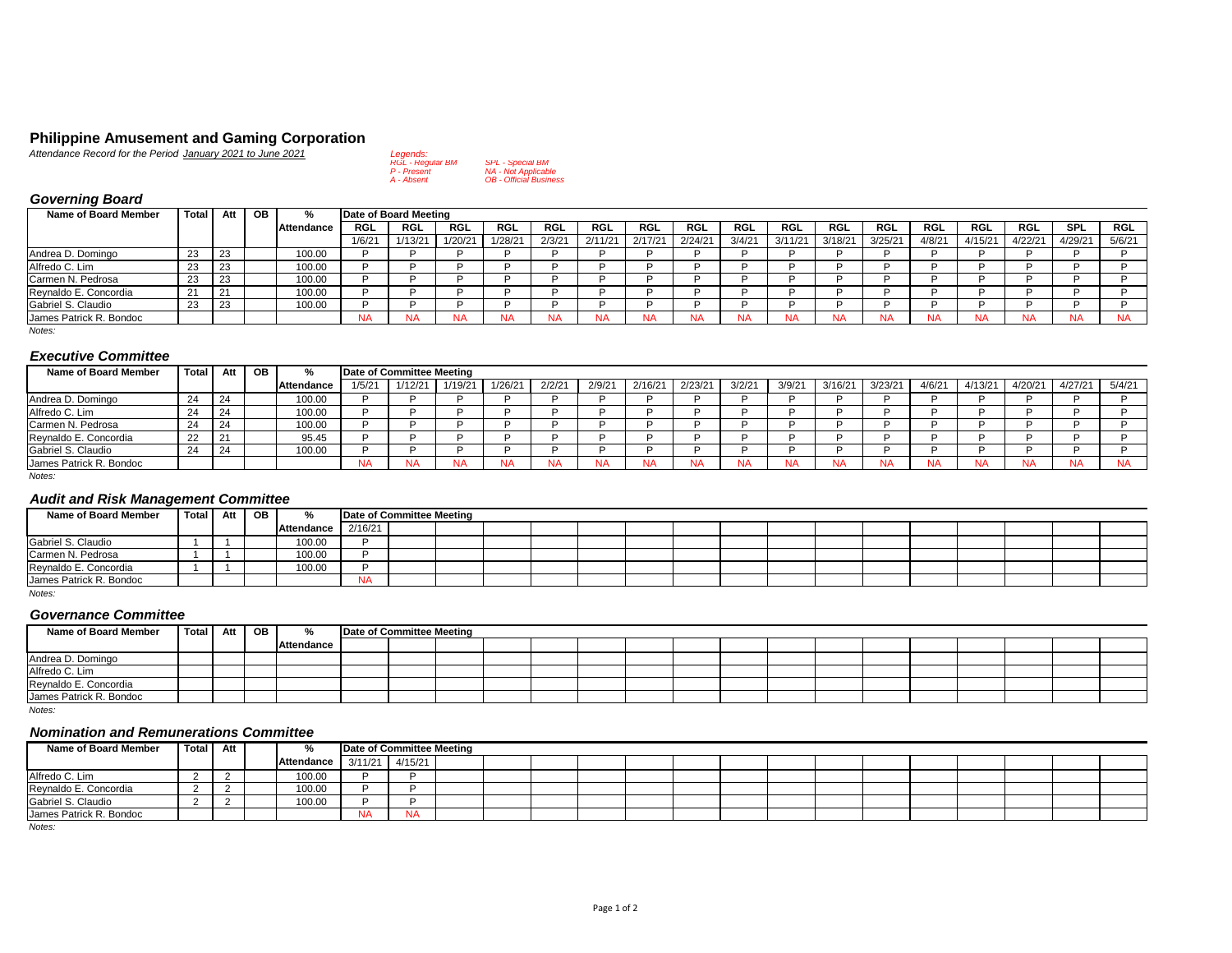# Philippine Amusement and Gaming Corporation

*Attendance Record for the Period January 2021 to June 2021*

*Legends:*
*RGL - Regular BM* *SPL - Special BM*
*P - Present* *NA - Not Applicable*
*A - Absent* *OB - Official Business*

## *Governing Board*

| Name of Board Member | Total | Att | OB | % Attendance | Date of Board Meeting | | | | | | | | | | | | | | | | |
|---|---|---|---|---|---|---|---|---|---|---|---|---|---|---|---|---|---|---|---|---|---|
| | | | | | RGL | RGL | RGL | RGL | RGL | RGL | RGL | RGL | RGL | RGL | RGL | RGL | RGL | RGL | RGL | SPL | RGL |
| | | | | | 1/6/21 | 1/13/21 | 1/20/21 | 1/28/21 | 2/3/21 | 2/11/21 | 2/17/21 | 2/24/21 | 3/4/21 | 3/11/21 | 3/18/21 | 3/25/21 | 4/8/21 | 4/15/21 | 4/22/21 | 4/29/21 | 5/6/21 |
| Andrea D. Domingo | 23 | 23 | | 100.00 | P | P | P | P | P | P | P | P | P | P | P | P | P | P | P | P | P |
| Alfredo C. Lim | 23 | 23 | | 100.00 | P | P | P | P | P | P | P | P | P | P | P | P | P | P | P | P | P |
| Carmen N. Pedrosa | 23 | 23 | | 100.00 | P | P | P | P | P | P | P | P | P | P | P | P | P | P | P | P | P |
| Reynaldo E. Concordia | 21 | 21 | | 100.00 | P | P | P | P | P | P | P | P | P | P | P | P | P | P | P | P | P |
| Gabriel S. Claudio | 23 | 23 | | 100.00 | P | P | P | P | P | P | P | P | P | P | P | P | P | P | P | P | P |
| James Patrick R. Bondoc | | | | | NA | NA | NA | NA | NA | NA | NA | NA | NA | NA | NA | NA | NA | NA | NA | NA | NA |

*Notes:*

## *Executive Committee*

| Name of Board Member | Total | Att | OB | % Attendance | Date of Committee Meeting | | | | | | | | | | | | | | | | |
|---|---|---|---|---|---|---|---|---|---|---|---|---|---|---|---|---|---|---|---|---|---|
| | | | | | 1/5/21 | 1/12/21 | 1/19/21 | 1/26/21 | 2/2/21 | 2/9/21 | 2/16/21 | 2/23/21 | 3/2/21 | 3/9/21 | 3/16/21 | 3/23/21 | 4/6/21 | 4/13/21 | 4/20/21 | 4/27/21 | 5/4/21 |
| Andrea D. Domingo | 24 | 24 | | 100.00 | P | P | P | P | P | P | P | P | P | P | P | P | P | P | P | P | P |
| Alfredo C. Lim | 24 | 24 | | 100.00 | P | P | P | P | P | P | P | P | P | P | P | P | P | P | P | P | P |
| Carmen N. Pedrosa | 24 | 24 | | 100.00 | P | P | P | P | P | P | P | P | P | P | P | P | P | P | P | P | P |
| Reynaldo E. Concordia | 22 | 21 | | 95.45 | P | P | P | P | P | P | P | P | P | P | P | P | P | P | P | P | P |
| Gabriel S. Claudio | 24 | 24 | | 100.00 | P | P | P | P | P | P | P | P | P | P | P | P | P | P | P | P | P |
| James Patrick R. Bondoc | | | | | NA | NA | NA | NA | NA | NA | NA | NA | NA | NA | NA | NA | NA | NA | NA | NA | NA |

*Notes:*

## *Audit and Risk Management Committee*

| Name of Board Member | Total | Att | OB | % Attendance | Date of Committee Meeting |
|---|---|---|---|---|---|
| | | | | | 2/16/21 |
| Gabriel S. Claudio | 1 | 1 | | 100.00 | P |
| Carmen N. Pedrosa | 1 | 1 | | 100.00 | P |
| Reynaldo E. Concordia | 1 | 1 | | 100.00 | P |
| James Patrick R. Bondoc | | | | | NA |

*Notes:*

## *Governance Committee*

| Name of Board Member | Total | Att | OB | % Attendance | Date of Committee Meeting |
|---|---|---|---|---|---|
| Andrea D. Domingo | | | | | |
| Alfredo C. Lim | | | | | |
| Reynaldo E. Concordia | | | | | |
| James Patrick R. Bondoc | | | | | |

*Notes:*

## *Nomination and Remunerations Committee*

| Name of Board Member | Total | Att | | % Attendance | Date of Committee Meeting | |
|---|---|---|---|---|---|---|
| | | | | | 3/11/21 | 4/15/21 |
| Alfredo C. Lim | 2 | 2 | | 100.00 | P | P |
| Reynaldo E. Concordia | 2 | 2 | | 100.00 | P | P |
| Gabriel S. Claudio | 2 | 2 | | 100.00 | P | P |
| James Patrick R. Bondoc | | | | | NA | NA |

*Notes:*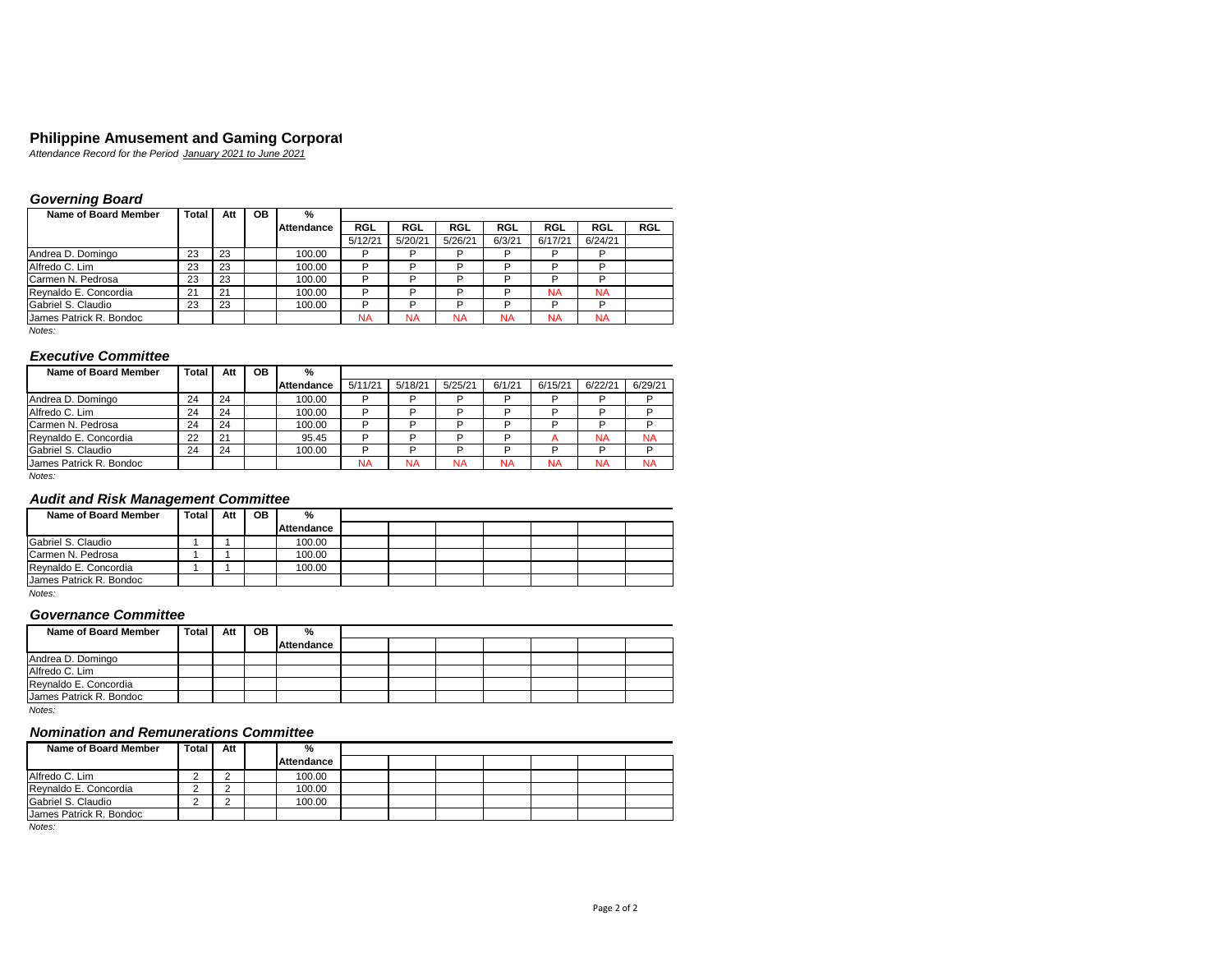# Philippine Amusement and Gaming Corporat

*Attendance Record for the Period January 2021 to June 2021*

## *Governing Board*

| Name of Board Member | Total | Att | OB | % Attendance | RGL | RGL | RGL | RGL | RGL | RGL | RGL |
|---|---|---|---|---|---|---|---|---|---|---|---|
| | | | | | 5/12/21 | 5/20/21 | 5/26/21 | 6/3/21 | 6/17/21 | 6/24/21 | |
| Andrea D. Domingo | 23 | 23 | | 100.00 | P | P | P | P | P | P | |
| Alfredo C. Lim | 23 | 23 | | 100.00 | P | P | P | P | P | P | |
| Carmen N. Pedrosa | 23 | 23 | | 100.00 | P | P | P | P | P | P | |
| Reynaldo E. Concordia | 21 | 21 | | 100.00 | P | P | P | P | NA | NA | |
| Gabriel S. Claudio | 23 | 23 | | 100.00 | P | P | P | P | P | P | |
| James Patrick R. Bondoc | | | | | NA | NA | NA | NA | NA | NA | |

*Notes:*

## *Executive Committee*

| Name of Board Member | Total | Att | OB | % Attendance | 5/11/21 | 5/18/21 | 5/25/21 | 6/1/21 | 6/15/21 | 6/22/21 | 6/29/21 |
|---|---|---|---|---|---|---|---|---|---|---|---|
| Andrea D. Domingo | 24 | 24 | | 100.00 | P | P | P | P | P | P | P |
| Alfredo C. Lim | 24 | 24 | | 100.00 | P | P | P | P | P | P | P |
| Carmen N. Pedrosa | 24 | 24 | | 100.00 | P | P | P | P | P | P | P |
| Reynaldo E. Concordia | 22 | 21 | | 95.45 | P | P | P | P | A | NA | NA |
| Gabriel S. Claudio | 24 | 24 | | 100.00 | P | P | P | P | P | P | P |
| James Patrick R. Bondoc | | | | | NA | NA | NA | NA | NA | NA | NA |

*Notes:*

## *Audit and Risk Management Committee*

| Name of Board Member | Total | Att | OB | % Attendance | | | | | | | |
|---|---|---|---|---|---|---|---|---|---|---|---|
| Gabriel S. Claudio | 1 | 1 | | 100.00 | | | | | | | |
| Carmen N. Pedrosa | 1 | 1 | | 100.00 | | | | | | | |
| Reynaldo E. Concordia | 1 | 1 | | 100.00 | | | | | | | |
| James Patrick R. Bondoc | | | | | | | | | | | |

*Notes:*

## *Governance Committee*

| Name of Board Member | Total | Att | OB | % Attendance | | | | | | | |
|---|---|---|---|---|---|---|---|---|---|---|---|
| Andrea D. Domingo | | | | | | | | | | | |
| Alfredo C. Lim | | | | | | | | | | | |
| Reynaldo E. Concordia | | | | | | | | | | | |
| James Patrick R. Bondoc | | | | | | | | | | | |

*Notes:*

## *Nomination and Remunerations Committee*

| Name of Board Member | Total | Att | | % Attendance | | | | | | | |
|---|---|---|---|---|---|---|---|---|---|---|---|
| Alfredo C. Lim | 2 | 2 | | 100.00 | | | | | | | |
| Reynaldo E. Concordia | 2 | 2 | | 100.00 | | | | | | | |
| Gabriel S. Claudio | 2 | 2 | | 100.00 | | | | | | | |
| James Patrick R. Bondoc | | | | | | | | | | | |

*Notes:*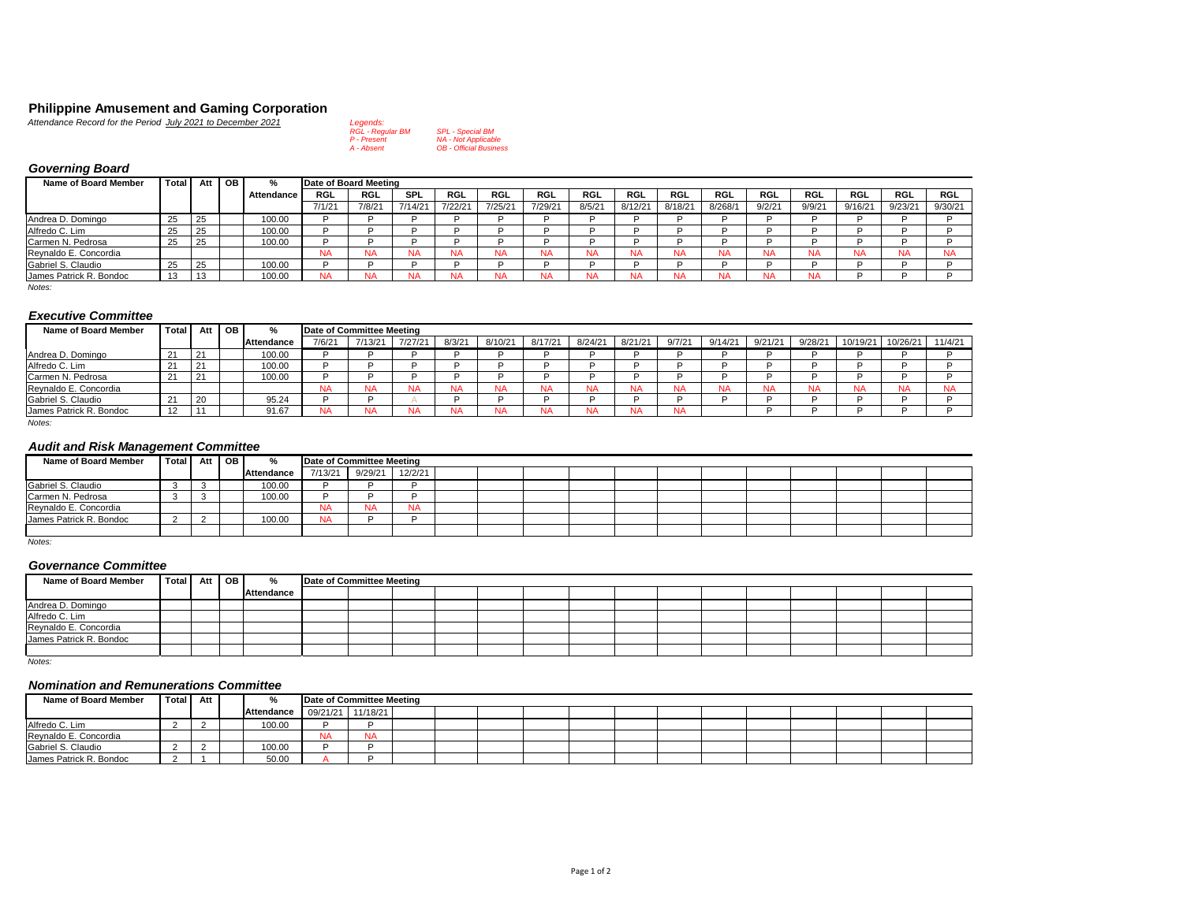# Philippine Amusement and Gaming Corporation

*Attendance Record for the Period July 2021 to December 2021*

*Legends:*
*RGL - Regular BM* *SPL - Special BM*
*P - Present* *NA - Not Applicable*
*A - Absent* *OB - Official Business*

## Governing Board

| Name of Board Member | Total | Att | OB | % Attendance | Date of Board Meeting | | | | | | | | | | | | | | |
|---|---|---|---|---|---|---|---|---|---|---|---|---|---|---|---|---|---|---|---|
| | | | | | RGL | RGL | SPL | RGL | RGL | RGL | RGL | RGL | RGL | RGL | RGL | RGL | RGL | RGL | RGL |
| | | | | | 7/1/21 | 7/8/21 | 7/14/21 | 7/22/21 | 7/25/21 | 7/29/21 | 8/5/21 | 8/12/21 | 8/18/21 | 8/268/1 | 9/2/21 | 9/9/21 | 9/16/21 | 9/23/21 | 9/30/21 |
| Andrea D. Domingo | 25 | 25 | | 100.00 | P | P | P | P | P | P | P | P | P | P | P | P | P | P | P |
| Alfredo C. Lim | 25 | 25 | | 100.00 | P | P | P | P | P | P | P | P | P | P | P | P | P | P | P |
| Carmen N. Pedrosa | 25 | 25 | | 100.00 | P | P | P | P | P | P | P | P | P | P | P | P | P | P | P |
| Reynaldo E. Concordia | | | | | NA | NA | NA | NA | NA | NA | NA | NA | NA | NA | NA | NA | NA | NA | NA |
| Gabriel S. Claudio | 25 | 25 | | 100.00 | P | P | P | P | P | P | P | P | P | P | P | P | P | P | P |
| James Patrick R. Bondoc | 13 | 13 | | 100.00 | NA | NA | NA | NA | NA | NA | NA | NA | NA | NA | NA | NA | P | P | P |

*Notes:*

## Executive Committee

| Name of Board Member | Total | Att | OB | % Attendance | Date of Committee Meeting | | | | | | | | | | | | | | |
|---|---|---|---|---|---|---|---|---|---|---|---|---|---|---|---|---|---|---|---|
| | | | | | 7/6/21 | 7/13/21 | 7/27/21 | 8/3/21 | 8/10/21 | 8/17/21 | 8/24/21 | 8/21/21 | 9/7/21 | 9/14/21 | 9/21/21 | 9/28/21 | 10/19/21 | 10/26/21 | 11/4/21 |
| Andrea D. Domingo | 21 | 21 | | 100.00 | P | P | P | P | P | P | P | P | P | P | P | P | P | P | P |
| Alfredo C. Lim | 21 | 21 | | 100.00 | P | P | P | P | P | P | P | P | P | P | P | P | P | P | P |
| Carmen N. Pedrosa | 21 | 21 | | 100.00 | P | P | P | P | P | P | P | P | P | P | P | P | P | P | P |
| Reynaldo E. Concordia | | | | | NA | NA | NA | NA | NA | NA | NA | NA | NA | NA | NA | NA | NA | NA | NA |
| Gabriel S. Claudio | 21 | 20 | | 95.24 | P | P | A | P | P | P | P | P | P | P | P | P | P | P | P |
| James Patrick R. Bondoc | 12 | 11 | | 91.67 | NA | NA | NA | NA | NA | NA | NA | NA | NA | | P | P | P | P | P |

*Notes:*

## Audit and Risk Management Committee

| Name of Board Member | Total | Att | OB | % Attendance | Date of Committee Meeting | | |
|---|---|---|---|---|---|---|---|
| | | | | | 7/13/21 | 9/29/21 | 12/2/21 |
| Gabriel S. Claudio | 3 | 3 | | 100.00 | P | P | P |
| Carmen N. Pedrosa | 3 | 3 | | 100.00 | P | P | P |
| Reynaldo E. Concordia | | | | | NA | NA | NA |
| James Patrick R. Bondoc | 2 | 2 | | 100.00 | NA | P | P |

*Notes:*

## Governance Committee

| Name of Board Member | Total | Att | OB | % Attendance | Date of Committee Meeting |
|---|---|---|---|---|---|
| Andrea D. Domingo | | | | | |
| Alfredo C. Lim | | | | | |
| Reynaldo E. Concordia | | | | | |
| James Patrick R. Bondoc | | | | | |

*Notes:*

## Nomination and Remunerations Committee

| Name of Board Member | Total | Att | | % Attendance | Date of Committee Meeting | |
|---|---|---|---|---|---|---|
| | | | | | 09/21/21 | 11/18/21 |
| Alfredo C. Lim | 2 | 2 | | 100.00 | P | P |
| Reynaldo E. Concordia | | | | | NA | NA |
| Gabriel S. Claudio | 2 | 2 | | 100.00 | P | P |
| James Patrick R. Bondoc | 2 | 1 | | 50.00 | A | P |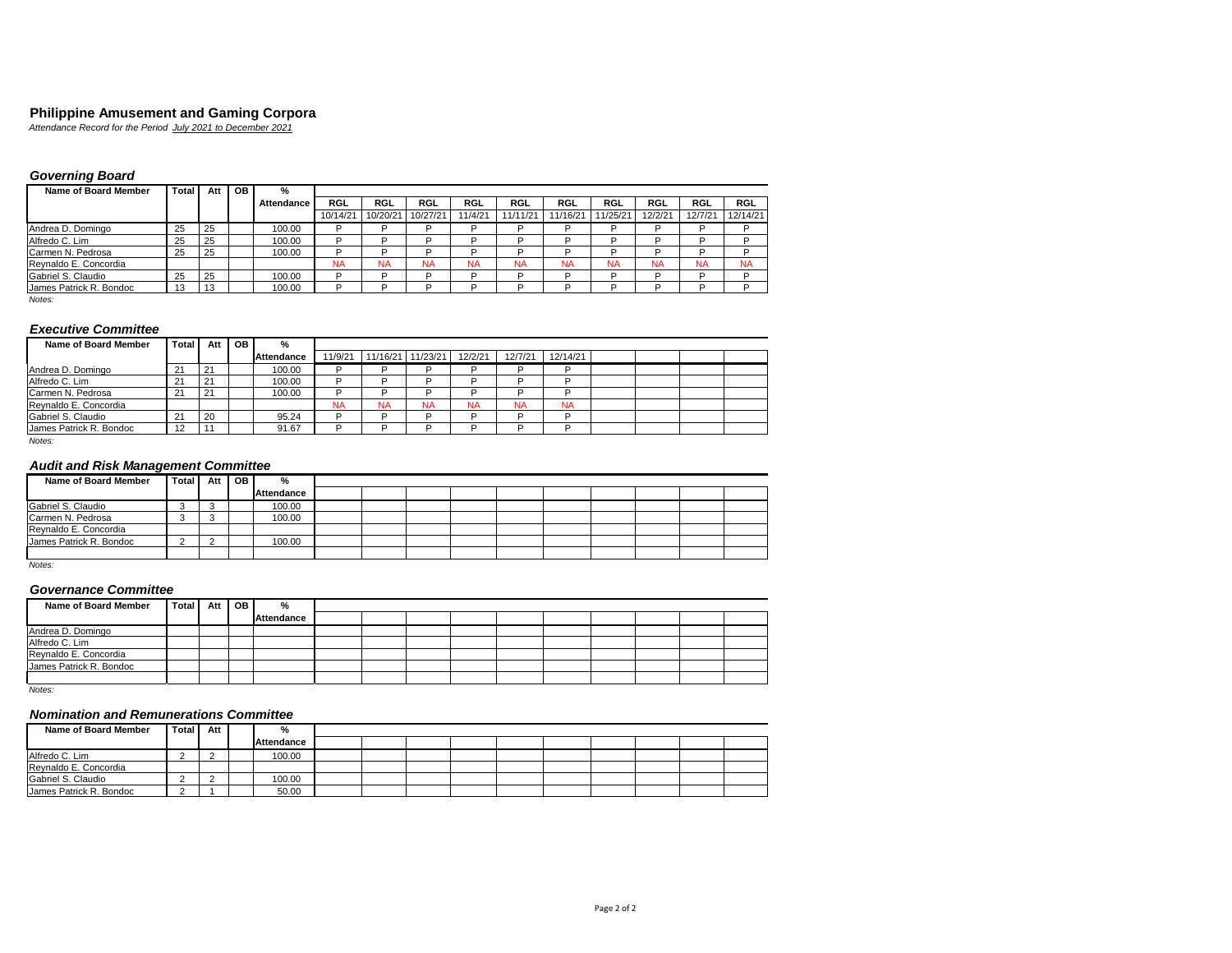## Philippine Amusement and Gaming Corpora

*Attendance Record for the Period July 2021 to December 2021*

### *Governing Board*

| Name of Board Member | Total | Att | OB | % Attendance | RGL 10/14/21 | RGL 10/20/21 | RGL 10/27/21 | RGL 11/4/21 | RGL 11/11/21 | RGL 11/16/21 | RGL 11/25/21 | RGL 12/2/21 | RGL 12/7/21 | RGL 12/14/21 |
|---|---|---|---|---|---|---|---|---|---|---|---|---|---|---|
| Andrea D. Domingo | 25 | 25 | | 100.00 | P | P | P | P | P | P | P | P | P | P |
| Alfredo C. Lim | 25 | 25 | | 100.00 | P | P | P | P | P | P | P | P | P | P |
| Carmen N. Pedrosa | 25 | 25 | | 100.00 | P | P | P | P | P | P | P | P | P | P |
| Reynaldo E. Concordia | | | | | NA | NA | NA | NA | NA | NA | NA | NA | NA | NA |
| Gabriel S. Claudio | 25 | 25 | | 100.00 | P | P | P | P | P | P | P | P | P | P |
| James Patrick R. Bondoc | 13 | 13 | | 100.00 | P | P | P | P | P | P | P | P | P | P |

*Notes:*

### *Executive Committee*

| Name of Board Member | Total | Att | OB | % Attendance | 11/9/21 | 11/16/21 | 11/23/21 | 12/2/21 | 12/7/21 | 12/14/21 | | | | |
|---|---|---|---|---|---|---|---|---|---|---|---|---|---|---|
| Andrea D. Domingo | 21 | 21 | | 100.00 | P | P | P | P | P | P | | | | |
| Alfredo C. Lim | 21 | 21 | | 100.00 | P | P | P | P | P | P | | | | |
| Carmen N. Pedrosa | 21 | 21 | | 100.00 | P | P | P | P | P | P | | | | |
| Reynaldo E. Concordia | | | | | NA | NA | NA | NA | NA | NA | | | | |
| Gabriel S. Claudio | 21 | 20 | | 95.24 | P | P | P | P | P | P | | | | |
| James Patrick R. Bondoc | 12 | 11 | | 91.67 | P | P | P | P | P | P | | | | |

*Notes:*

### *Audit and Risk Management Committee*

| Name of Board Member | Total | Att | OB | % Attendance | | | | | | | | | | |
|---|---|---|---|---|---|---|---|---|---|---|---|---|---|---|
| Gabriel S. Claudio | 3 | 3 | | 100.00 | | | | | | | | | | |
| Carmen N. Pedrosa | 3 | 3 | | 100.00 | | | | | | | | | | |
| Reynaldo E. Concordia | | | | | | | | | | | | | | |
| James Patrick R. Bondoc | 2 | 2 | | 100.00 | | | | | | | | | | |
| | | | | | | | | | | | | | | |

*Notes:*

### *Governance Committee*

| Name of Board Member | Total | Att | OB | % Attendance | | | | | | | | | | |
|---|---|---|---|---|---|---|---|---|---|---|---|---|---|---|
| Andrea D. Domingo | | | | | | | | | | | | | | |
| Alfredo C. Lim | | | | | | | | | | | | | | |
| Reynaldo E. Concordia | | | | | | | | | | | | | | |
| James Patrick R. Bondoc | | | | | | | | | | | | | | |
| | | | | | | | | | | | | | | |

*Notes:*

### *Nomination and Remunerations Committee*

| Name of Board Member | Total | Att | | % Attendance | | | | | | | | | | |
|---|---|---|---|---|---|---|---|---|---|---|---|---|---|---|
| Alfredo C. Lim | 2 | 2 | | 100.00 | | | | | | | | | | |
| Reynaldo E. Concordia | | | | | | | | | | | | | | |
| Gabriel S. Claudio | 2 | 2 | | 100.00 | | | | | | | | | | |
| James Patrick R. Bondoc | 2 | 1 | | 50.00 | | | | | | | | | | |